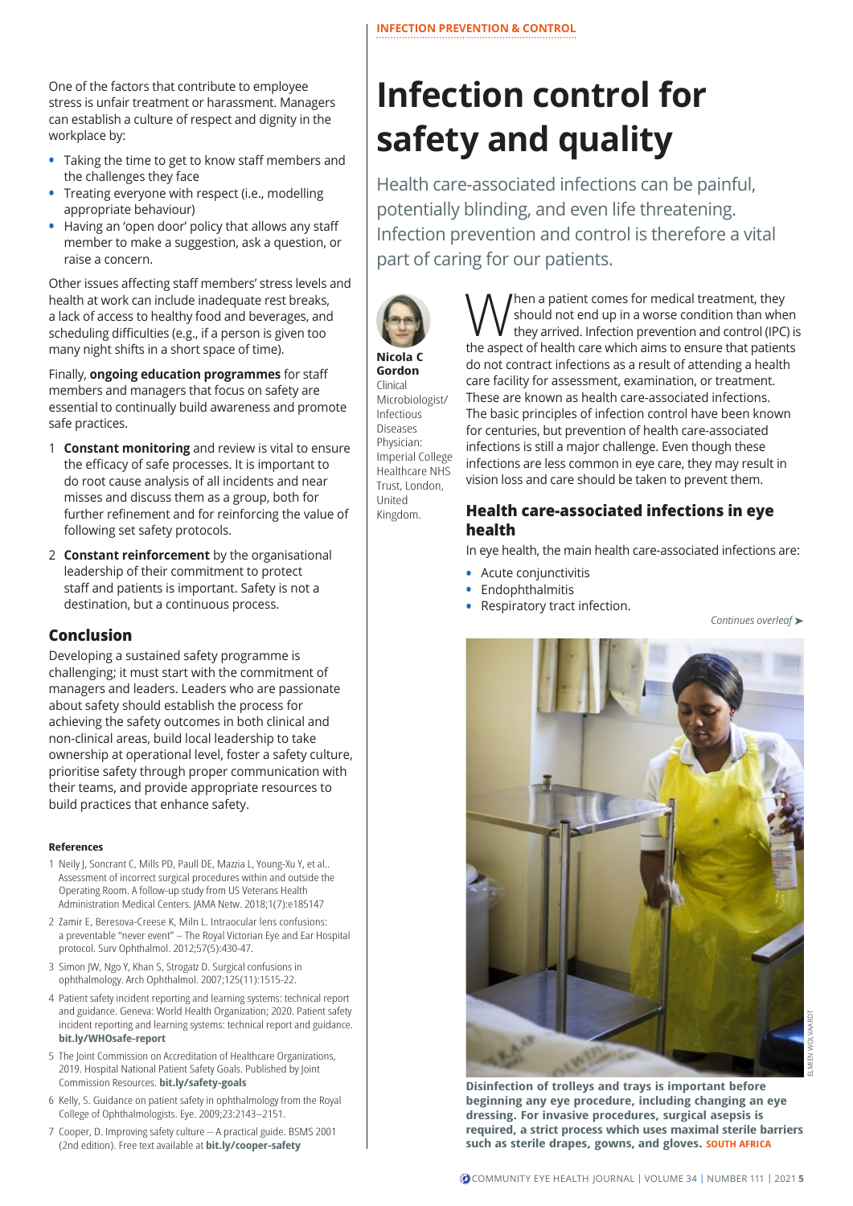One of the factors that contribute to employee stress is unfair treatment or harassment. Managers can establish a culture of respect and dignity in the workplace by:

- Taking the time to get to know staff members and the challenges they face
- Treating everyone with respect (i.e., modelling appropriate behaviour)
- Having an 'open door' policy that allows any staff member to make a suggestion, ask a question, or raise a concern.

Other issues affecting staff members' stress levels and health at work can include inadequate rest breaks, a lack of access to healthy food and beverages, and scheduling difficulties (e.g., if a person is given too many night shifts in a short space of time).

Finally, **ongoing education programmes** for staff members and managers that focus on safety are essential to continually build awareness and promote safe practices.

1. **Constant monitoring** and review is vital to ensure the efficacy of safe processes. It is important to do root cause analysis of all incidents and near misses and discuss them as a group, both for further refinement and for reinforcing the value of following set safety protocols.
2. **Constant reinforcement** by the organisational leadership of their commitment to protect staff and patients is important. Safety is not a destination, but a continuous process.

## Conclusion

Developing a sustained safety programme is challenging; it must start with the commitment of managers and leaders. Leaders who are passionate about safety should establish the process for achieving the safety outcomes in both clinical and non-clinical areas, build local leadership to take ownership at operational level, foster a safety culture, prioritise safety through proper communication with their teams, and provide appropriate resources to build practices that enhance safety.

#### References

1. Neily J, Soncrant C, Mills PD, Paull DE, Mazzia L, Young-Xu Y, et al.. Assessment of incorrect surgical procedures within and outside the Operating Room. A follow-up study from US Veterans Health Administration Medical Centers. JAMA Netw. 2018;1(7):e185147
2. Zamir E, Beresova-Creese K, Miln L. Intraocular lens confusions: a preventable "never event" – The Royal Victorian Eye and Ear Hospital protocol. Surv Ophthalmol. 2012;57(5):430-47.
3. Simon JW, Ngo Y, Khan S, Strogatz D. Surgical confusions in ophthalmology. Arch Ophthalmol. 2007;125(11):1515-22.
4. Patient safety incident reporting and learning systems: technical report and guidance. Geneva: World Health Organization; 2020. Patient safety incident reporting and learning systems: technical report and guidance. **bit.ly/WHOsafe-report**
5. The Joint Commission on Accreditation of Healthcare Organizations, 2019. Hospital National Patient Safety Goals. Published by Joint Commission Resources. **bit.ly/safety-goals**
6. Kelly, S. Guidance on patient safety in ophthalmology from the Royal College of Ophthalmologists. Eye. 2009;23:2143–2151.
7. Cooper, D. Improving safety culture – A practical guide. BSMS 2001 (2nd edition). Free text available at **bit.ly/cooper-safety**

INFECTION PREVENTION & CONTROL

# Infection control for safety and quality

Health care-associated infections can be painful, potentially blinding, and even life threatening. Infection prevention and control is therefore a vital part of caring for our patients.

**Nicola C Gordon**
Clinical Microbiologist/ Infectious Diseases Physician: Imperial College Healthcare NHS Trust, London, United Kingdom.

When a patient comes for medical treatment, they should not end up in a worse condition than when they arrived. Infection prevention and control (IPC) is the aspect of health care which aims to ensure that patients do not contract infections as a result of attending a health care facility for assessment, examination, or treatment. These are known as health care-associated infections. The basic principles of infection control have been known for centuries, but prevention of health care-associated infections is still a major challenge. Even though these infections are less common in eye care, they may result in vision loss and care should be taken to prevent them.

## Health care-associated infections in eye health

In eye health, the main health care-associated infections are:

- Acute conjunctivitis
- Endophthalmitis
- Respiratory tract infection.

*Continues overleaf ➤*

**Disinfection of trolleys and trays is important before beginning any eye procedure, including changing an eye dressing. For invasive procedures, surgical asepsis is required, a strict process which uses maximal sterile barriers such as sterile drapes, gowns, and gloves.** SOUTH AFRICA

ELMIEN WOLVAARDT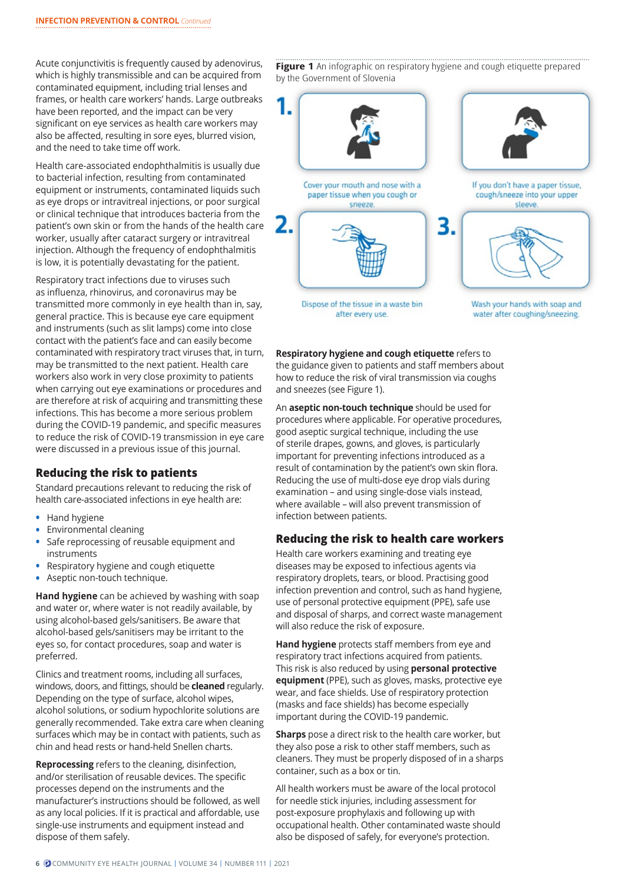Acute conjunctivitis is frequently caused by adenovirus, which is highly transmissible and can be acquired from contaminated equipment, including trial lenses and frames, or health care workers' hands. Large outbreaks have been reported, and the impact can be very significant on eye services as health care workers may also be affected, resulting in sore eyes, blurred vision, and the need to take time off work.

Health care-associated endophthalmitis is usually due to bacterial infection, resulting from contaminated equipment or instruments, contaminated liquids such as eye drops or intravitreal injections, or poor surgical or clinical technique that introduces bacteria from the patient's own skin or from the hands of the health care worker, usually after cataract surgery or intravitreal injection. Although the frequency of endophthalmitis is low, it is potentially devastating for the patient.

Respiratory tract infections due to viruses such as influenza, rhinovirus, and coronavirus may be transmitted more commonly in eye health than in, say, general practice. This is because eye care equipment and instruments (such as slit lamps) come into close contact with the patient's face and can easily become contaminated with respiratory tract viruses that, in turn, may be transmitted to the next patient. Health care workers also work in very close proximity to patients when carrying out eye examinations or procedures and are therefore at risk of acquiring and transmitting these infections. This has become a more serious problem during the COVID-19 pandemic, and specific measures to reduce the risk of COVID-19 transmission in eye care were discussed in a previous issue of this journal.

## Reducing the risk to patients

Standard precautions relevant to reducing the risk of health care-associated infections in eye health are:

- Hand hygiene
- Environmental cleaning
- Safe reprocessing of reusable equipment and instruments
- Respiratory hygiene and cough etiquette
- Aseptic non-touch technique.

**Hand hygiene** can be achieved by washing with soap and water or, where water is not readily available, by using alcohol-based gels/sanitisers. Be aware that alcohol-based gels/sanitisers may be irritant to the eyes so, for contact procedures, soap and water is preferred.

Clinics and treatment rooms, including all surfaces, windows, doors, and fittings, should be **cleaned** regularly. Depending on the type of surface, alcohol wipes, alcohol solutions, or sodium hypochlorite solutions are generally recommended. Take extra care when cleaning surfaces which may be in contact with patients, such as chin and head rests or hand-held Snellen charts.

**Reprocessing** refers to the cleaning, disinfection, and/or sterilisation of reusable devices. The specific processes depend on the instruments and the manufacturer's instructions should be followed, as well as any local policies. If it is practical and affordable, use single-use instruments and equipment instead and dispose of them safely.

**Figure 1** An infographic on respiratory hygiene and cough etiquette prepared by the Government of Slovenia

1. Cover your mouth and nose with a paper tissue when you cough or sneeze.
   If you don't have a paper tissue, cough/sneeze into your upper sleeve.
2. Dispose of the tissue in a waste bin after every use.
3. Wash your hands with soap and water after coughing/sneezing.

**Respiratory hygiene and cough etiquette** refers to the guidance given to patients and staff members about how to reduce the risk of viral transmission via coughs and sneezes (see Figure 1).

An **aseptic non-touch technique** should be used for procedures where applicable. For operative procedures, good aseptic surgical technique, including the use of sterile drapes, gowns, and gloves, is particularly important for preventing infections introduced as a result of contamination by the patient's own skin flora. Reducing the use of multi-dose eye drop vials during examination – and using single-dose vials instead, where available – will also prevent transmission of infection between patients.

## Reducing the risk to health care workers

Health care workers examining and treating eye diseases may be exposed to infectious agents via respiratory droplets, tears, or blood. Practising good infection prevention and control, such as hand hygiene, use of personal protective equipment (PPE), safe use and disposal of sharps, and correct waste management will also reduce the risk of exposure.

**Hand hygiene** protects staff members from eye and respiratory tract infections acquired from patients. This risk is also reduced by using **personal protective equipment** (PPE), such as gloves, masks, protective eye wear, and face shields. Use of respiratory protection (masks and face shields) has become especially important during the COVID-19 pandemic.

**Sharps** pose a direct risk to the health care worker, but they also pose a risk to other staff members, such as cleaners. They must be properly disposed of in a sharps container, such as a box or tin.

All health workers must be aware of the local protocol for needle stick injuries, including assessment for post-exposure prophylaxis and following up with occupational health. Other contaminated waste should also be disposed of safely, for everyone's protection.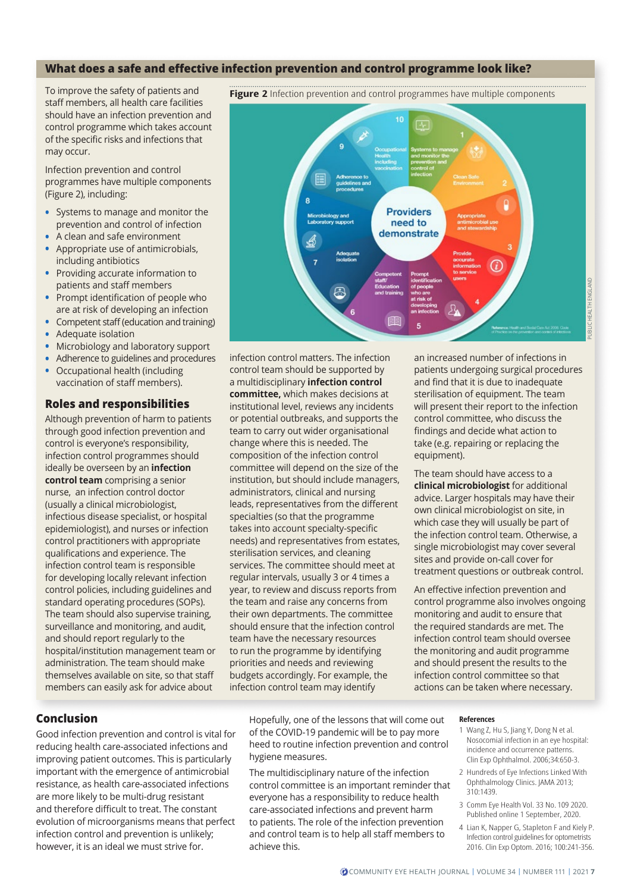## What does a safe and effective infection prevention and control programme look like?

To improve the safety of patients and staff members, all health care facilities should have an infection prevention and control programme which takes account of the specific risks and infections that may occur.

Infection prevention and control programmes have multiple components (Figure 2), including:

- Systems to manage and monitor the prevention and control of infection
- A clean and safe environment
- Appropriate use of antimicrobials, including antibiotics
- Providing accurate information to patients and staff members
- Prompt identification of people who are at risk of developing an infection
- Competent staff (education and training)
- Adequate isolation
- Microbiology and laboratory support
- Adherence to guidelines and procedures
- Occupational health (including vaccination of staff members).

**Figure 2** Infection prevention and control programmes have multiple components

Providers need to demonstrate

1 Systems to manage and monitor the prevention and control of infection

2 Clean Safe Environment

3 Appropriate antimicrobial use and stewardship

Provide accurate information to service users

4 Prompt identification of people who are at risk of developing an infection

5 Competent staff/ Education and training

6 Adequate isolation

7 Microbiology and Laboratory support

8 Adherence to guidelines and procedures

9 Occupational Health including vaccination

10

Reference: Health and Social Care Act 2008: Code of Practice on the prevention and control of infections

PUBLIC HEALTH ENGLAND

### Roles and responsibilities

Although prevention of harm to patients through good infection prevention and control is everyone's responsibility, infection control programmes should ideally be overseen by an **infection control team** comprising a senior nurse, an infection control doctor (usually a clinical microbiologist, infectious disease specialist, or hospital epidemiologist), and nurses or infection control practitioners with appropriate qualifications and experience. The infection control team is responsible for developing locally relevant infection control policies, including guidelines and standard operating procedures (SOPs). The team should also supervise training, surveillance and monitoring, and audit, and should report regularly to the hospital/institution management team or administration. The team should make themselves available on site, so that staff members can easily ask for advice about infection control matters. The infection control team should be supported by a multidisciplinary **infection control committee,** which makes decisions at institutional level, reviews any incidents or potential outbreaks, and supports the team to carry out wider organisational change where this is needed. The composition of the infection control committee will depend on the size of the institution, but should include managers, administrators, clinical and nursing leads, representatives from the different specialties (so that the programme takes into account specialty-specific needs) and representatives from estates, sterilisation services, and cleaning services. The committee should meet at regular intervals, usually 3 or 4 times a year, to review and discuss reports from the team and raise any concerns from their own departments. The committee should ensure that the infection control team have the necessary resources to run the programme by identifying priorities and needs and reviewing budgets accordingly. For example, the infection control team may identify an increased number of infections in patients undergoing surgical procedures and find that it is due to inadequate sterilisation of equipment. The team will present their report to the infection control committee, who discuss the findings and decide what action to take (e.g. repairing or replacing the equipment).

The team should have access to a **clinical microbiologist** for additional advice. Larger hospitals may have their own clinical microbiologist on site, in which case they will usually be part of the infection control team. Otherwise, a single microbiologist may cover several sites and provide on-call cover for treatment questions or outbreak control.

An effective infection prevention and control programme also involves ongoing monitoring and audit to ensure that the required standards are met. The infection control team should oversee the monitoring and audit programme and should present the results to the infection control committee so that actions can be taken where necessary.

## Conclusion

Good infection prevention and control is vital for reducing health care-associated infections and improving patient outcomes. This is particularly important with the emergence of antimicrobial resistance, as health care-associated infections are more likely to be multi-drug resistant and therefore difficult to treat. The constant evolution of microorganisms means that perfect infection control and prevention is unlikely; however, it is an ideal we must strive for.

Hopefully, one of the lessons that will come out of the COVID-19 pandemic will be to pay more heed to routine infection prevention and control hygiene measures.

The multidisciplinary nature of the infection control committee is an important reminder that everyone has a responsibility to reduce health care-associated infections and prevent harm to patients. The role of the infection prevention and control team is to help all staff members to achieve this.

### References

1. Wang Z, Hu S, Jiang Y, Dong N et al. Nosocomial infection in an eye hospital: incidence and occurrence patterns. Clin Exp Ophthalmol. 2006;34:650-3.
2. Hundreds of Eye Infections Linked With Ophthalmology Clinics. JAMA 2013; 310:1439.
3. Comm Eye Health Vol. 33 No. 109 2020. Published online 1 September, 2020.
4. Lian K, Napper G, Stapleton F and Kiely P. Infection control guidelines for optometrists 2016. Clin Exp Optom. 2016; 100:241-356.